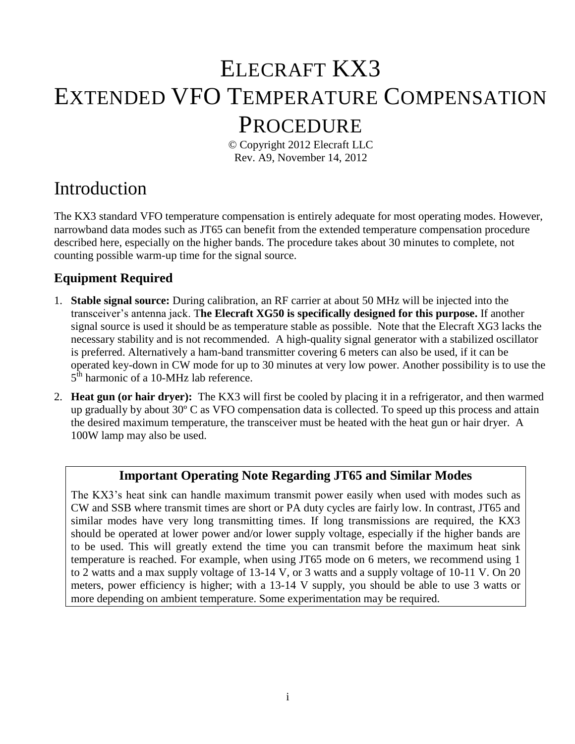# ELECRAFT KX3 EXTENDED VFO TEMPERATURE COMPENSATION PROCEDURE

© Copyright 2012 Elecraft LLC
Rev. A9, November 14, 2012

# Introduction

The KX3 standard VFO temperature compensation is entirely adequate for most operating modes. However, narrowband data modes such as JT65 can benefit from the extended temperature compensation procedure described here, especially on the higher bands. The procedure takes about 30 minutes to complete, not counting possible warm-up time for the signal source.

## Equipment Required

1. **Stable signal source:** During calibration, an RF carrier at about 50 MHz will be injected into the transceiver's antenna jack. T**he Elecraft XG50 is specifically designed for this purpose.** If another signal source is used it should be as temperature stable as possible. Note that the Elecraft XG3 lacks the necessary stability and is not recommended. A high-quality signal generator with a stabilized oscillator is preferred. Alternatively a ham-band transmitter covering 6 meters can also be used, if it can be operated key-down in CW mode for up to 30 minutes at very low power. Another possibility is to use the 5th harmonic of a 10-MHz lab reference.
2. **Heat gun (or hair dryer):** The KX3 will first be cooled by placing it in a refrigerator, and then warmed up gradually by about 30º C as VFO compensation data is collected. To speed up this process and attain the desired maximum temperature, the transceiver must be heated with the heat gun or hair dryer. A 100W lamp may also be used.

### Important Operating Note Regarding JT65 and Similar Modes

The KX3's heat sink can handle maximum transmit power easily when used with modes such as CW and SSB where transmit times are short or PA duty cycles are fairly low. In contrast, JT65 and similar modes have very long transmitting times. If long transmissions are required, the KX3 should be operated at lower power and/or lower supply voltage, especially if the higher bands are to be used. This will greatly extend the time you can transmit before the maximum heat sink temperature is reached. For example, when using JT65 mode on 6 meters, we recommend using 1 to 2 watts and a max supply voltage of 13-14 V, or 3 watts and a supply voltage of 10-11 V. On 20 meters, power efficiency is higher; with a 13-14 V supply, you should be able to use 3 watts or more depending on ambient temperature. Some experimentation may be required.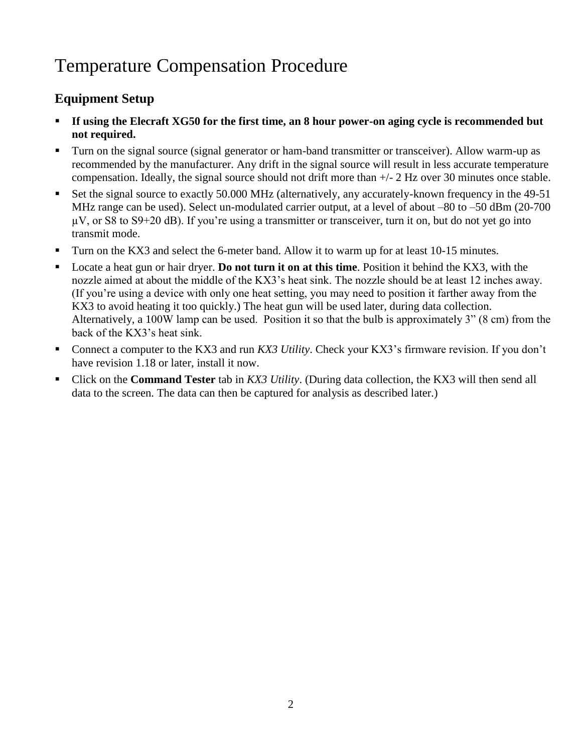# Temperature Compensation Procedure

## Equipment Setup

- **If using the Elecraft XG50 for the first time, an 8 hour power-on aging cycle is recommended but not required.**
- Turn on the signal source (signal generator or ham-band transmitter or transceiver). Allow warm-up as recommended by the manufacturer. Any drift in the signal source will result in less accurate temperature compensation. Ideally, the signal source should not drift more than +/- 2 Hz over 30 minutes once stable.
- Set the signal source to exactly 50.000 MHz (alternatively, any accurately-known frequency in the 49-51 MHz range can be used). Select un-modulated carrier output, at a level of about –80 to –50 dBm (20-700 μV, or S8 to S9+20 dB). If you're using a transmitter or transceiver, turn it on, but do not yet go into transmit mode.
- Turn on the KX3 and select the 6-meter band. Allow it to warm up for at least 10-15 minutes.
- Locate a heat gun or hair dryer. **Do not turn it on at this time**. Position it behind the KX3, with the nozzle aimed at about the middle of the KX3's heat sink. The nozzle should be at least 12 inches away. (If you're using a device with only one heat setting, you may need to position it farther away from the KX3 to avoid heating it too quickly.) The heat gun will be used later, during data collection. Alternatively, a 100W lamp can be used. Position it so that the bulb is approximately 3" (8 cm) from the back of the KX3's heat sink.
- Connect a computer to the KX3 and run *KX3 Utility*. Check your KX3's firmware revision. If you don't have revision 1.18 or later, install it now.
- Click on the **Command Tester** tab in *KX3 Utility*. (During data collection, the KX3 will then send all data to the screen. The data can then be captured for analysis as described later.)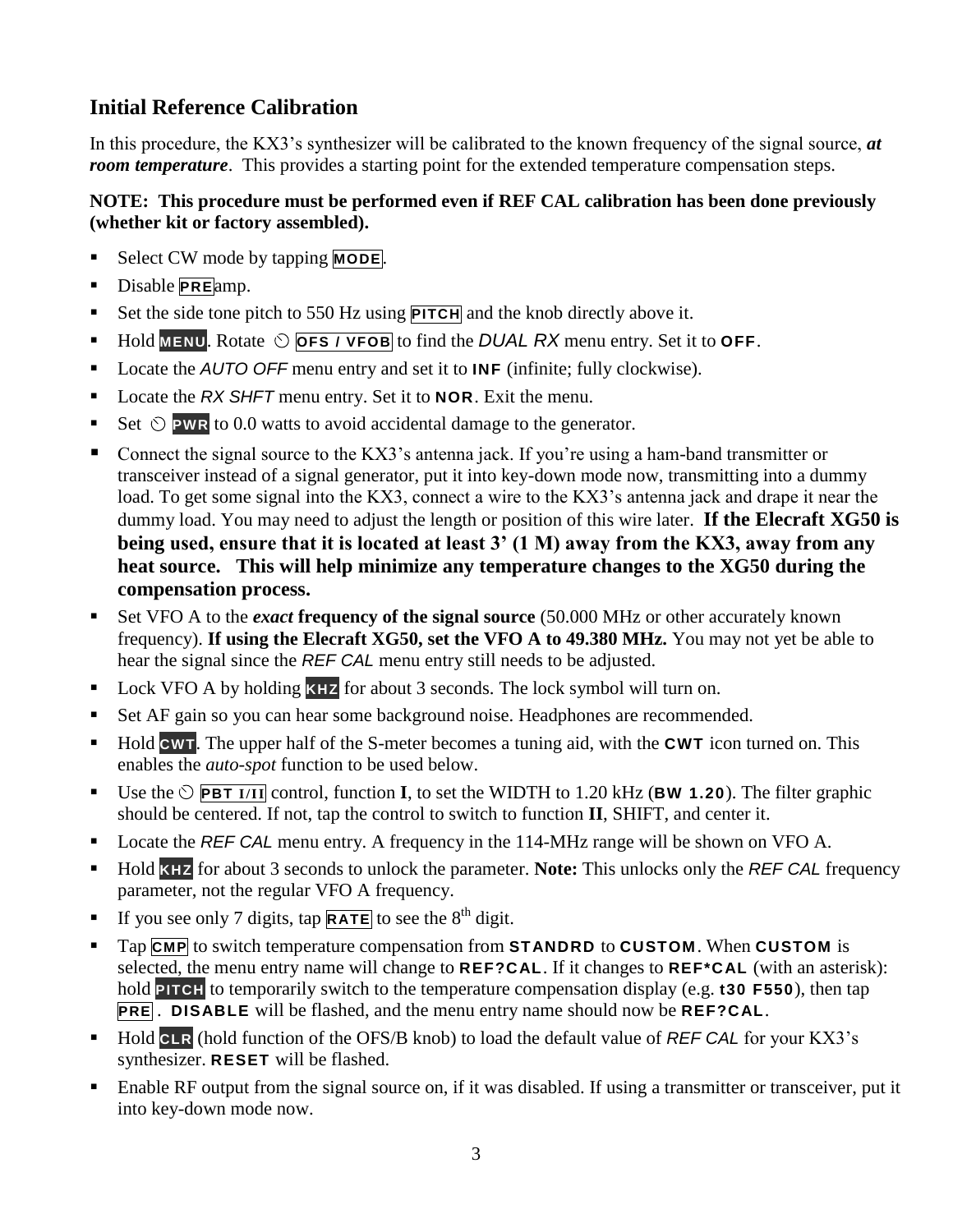## Initial Reference Calibration

In this procedure, the KX3's synthesizer will be calibrated to the known frequency of the signal source, ***at room temperature***. This provides a starting point for the extended temperature compensation steps.

**NOTE: This procedure must be performed even if REF CAL calibration has been done previously (whether kit or factory assembled).**

- Select CW mode by tapping **MODE**.
- Disable **PRE**amp.
- Set the side tone pitch to 550 Hz using **PITCH** and the knob directly above it.
- Hold **MENU**. Rotate ⏲ **OFS / VFOB** to find the *DUAL RX* menu entry. Set it to **OFF**.
- Locate the *AUTO OFF* menu entry and set it to **INF** (infinite; fully clockwise).
- Locate the *RX SHFT* menu entry. Set it to **NOR**. Exit the menu.
- Set ⏲ **PWR** to 0.0 watts to avoid accidental damage to the generator.
- Connect the signal source to the KX3's antenna jack. If you're using a ham-band transmitter or transceiver instead of a signal generator, put it into key-down mode now, transmitting into a dummy load. To get some signal into the KX3, connect a wire to the KX3's antenna jack and drape it near the dummy load. You may need to adjust the length or position of this wire later. **If the Elecraft XG50 is being used, ensure that it is located at least 3' (1 M) away from the KX3, away from any heat source. This will help minimize any temperature changes to the XG50 during the compensation process.**
- Set VFO A to the ***exact* frequency of the signal source** (50.000 MHz or other accurately known frequency). **If using the Elecraft XG50, set the VFO A to 49.380 MHz.** You may not yet be able to hear the signal since the *REF CAL* menu entry still needs to be adjusted.
- Lock VFO A by holding **KHZ** for about 3 seconds. The lock symbol will turn on.
- Set AF gain so you can hear some background noise. Headphones are recommended.
- Hold **CWT**. The upper half of the S-meter becomes a tuning aid, with the **CWT** icon turned on. This enables the *auto-spot* function to be used below.
- Use the ⏲ **PBT I/II** control, function **I**, to set the WIDTH to 1.20 kHz (**BW 1.20**). The filter graphic should be centered. If not, tap the control to switch to function **II**, SHIFT, and center it.
- Locate the *REF CAL* menu entry. A frequency in the 114-MHz range will be shown on VFO A.
- Hold **KHZ** for about 3 seconds to unlock the parameter. **Note:** This unlocks only the *REF CAL* frequency parameter, not the regular VFO A frequency.
- If you see only 7 digits, tap **RATE** to see the 8th digit.
- Tap **CMP** to switch temperature compensation from **STANDRD** to **CUSTOM**. When **CUSTOM** is selected, the menu entry name will change to **REF?CAL**. If it changes to **REF*CAL** (with an asterisk): hold **PITCH** to temporarily switch to the temperature compensation display (e.g. **t30 F550**), then tap **PRE**. **DISABLE** will be flashed, and the menu entry name should now be **REF?CAL**.
- Hold **CLR** (hold function of the OFS/B knob) to load the default value of *REF CAL* for your KX3's synthesizer. **RESET** will be flashed.
- Enable RF output from the signal source on, if it was disabled. If using a transmitter or transceiver, put it into key-down mode now.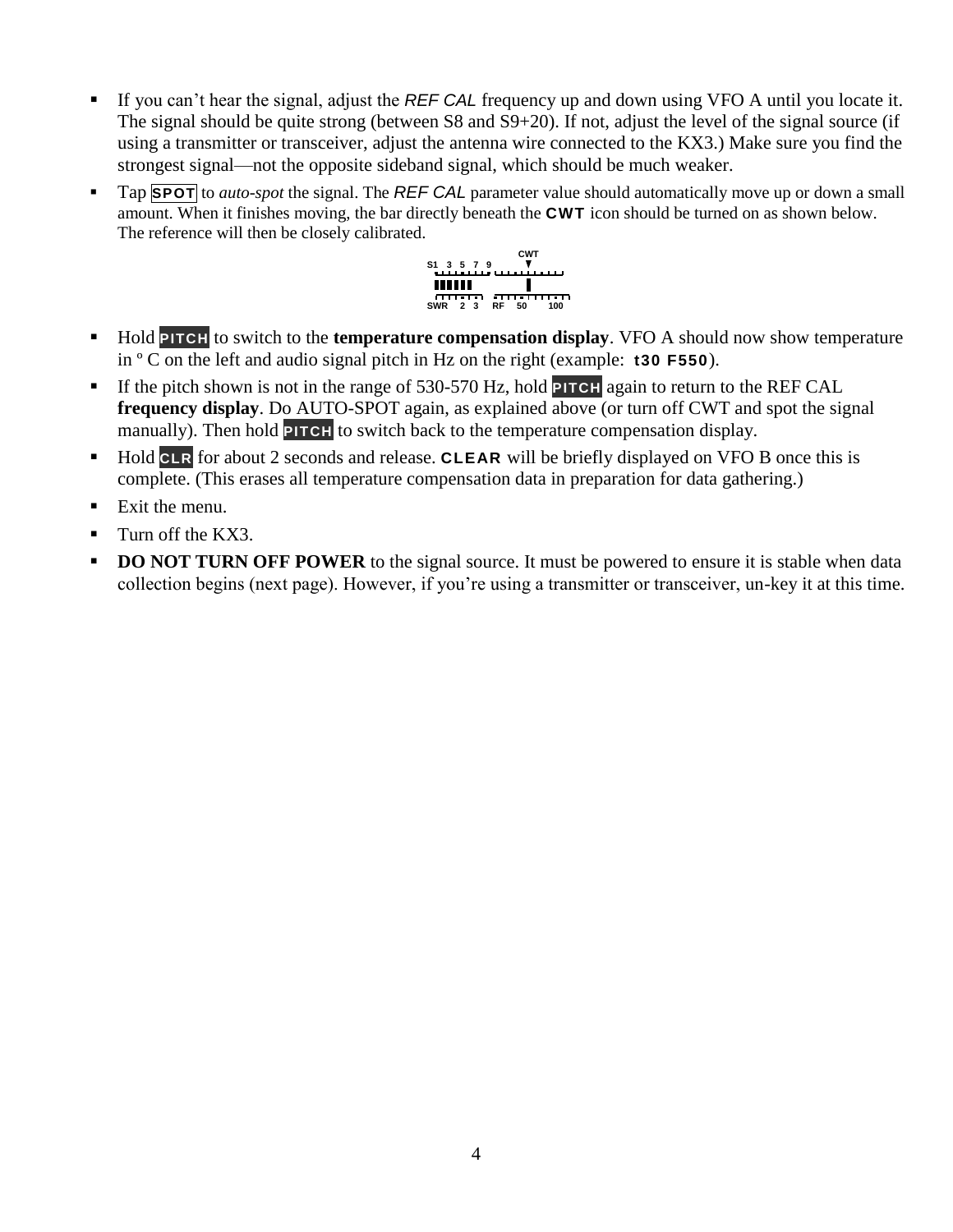- If you can't hear the signal, adjust the *REF CAL* frequency up and down using VFO A until you locate it. The signal should be quite strong (between S8 and S9+20). If not, adjust the level of the signal source (if using a transmitter or transceiver, adjust the antenna wire connected to the KX3.) Make sure you find the strongest signal—not the opposite sideband signal, which should be much weaker.
- Tap **SPOT** to *auto-spot* the signal. The *REF CAL* parameter value should automatically move up or down a small amount. When it finishes moving, the bar directly beneath the **CWT** icon should be turned on as shown below. The reference will then be closely calibrated.

  CWT
  S1 3 5 7 9
  SWR 2 3 RF 50 100

- Hold **PITCH** to switch to the **temperature compensation display**. VFO A should now show temperature in º C on the left and audio signal pitch in Hz on the right (example: **t30 F550**).
- If the pitch shown is not in the range of 530-570 Hz, hold **PITCH** again to return to the REF CAL **frequency display**. Do AUTO-SPOT again, as explained above (or turn off CWT and spot the signal manually). Then hold **PITCH** to switch back to the temperature compensation display.
- Hold **CLR** for about 2 seconds and release. **CLEAR** will be briefly displayed on VFO B once this is complete. (This erases all temperature compensation data in preparation for data gathering.)
- Exit the menu.
- Turn off the KX3.
- **DO NOT TURN OFF POWER** to the signal source. It must be powered to ensure it is stable when data collection begins (next page). However, if you're using a transmitter or transceiver, un-key it at this time.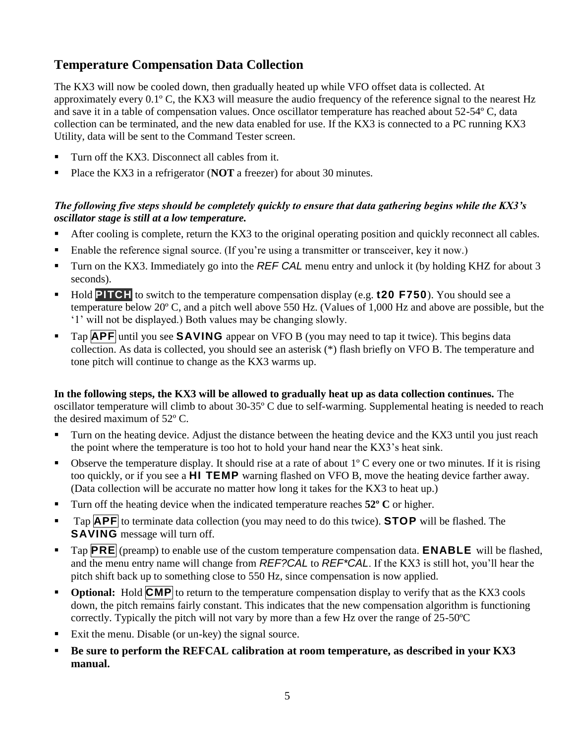## Temperature Compensation Data Collection

The KX3 will now be cooled down, then gradually heated up while VFO offset data is collected. At approximately every 0.1º C, the KX3 will measure the audio frequency of the reference signal to the nearest Hz and save it in a table of compensation values. Once oscillator temperature has reached about 52-54º C, data collection can be terminated, and the new data enabled for use. If the KX3 is connected to a PC running KX3 Utility, data will be sent to the Command Tester screen.

- Turn off the KX3. Disconnect all cables from it.
- Place the KX3 in a refrigerator (**NOT** a freezer) for about 30 minutes.

***The following five steps should be completely quickly to ensure that data gathering begins while the KX3's oscillator stage is still at a low temperature.***

- After cooling is complete, return the KX3 to the original operating position and quickly reconnect all cables.
- Enable the reference signal source. (If you're using a transmitter or transceiver, key it now.)
- Turn on the KX3. Immediately go into the *REF CAL* menu entry and unlock it (by holding KHZ for about 3 seconds).
- Hold **PITCH** to switch to the temperature compensation display (e.g. **t20 F750**). You should see a temperature below 20º C, and a pitch well above 550 Hz. (Values of 1,000 Hz and above are possible, but the '1' will not be displayed.) Both values may be changing slowly.
- Tap **APF** until you see **SAVING** appear on VFO B (you may need to tap it twice). This begins data collection. As data is collected, you should see an asterisk (*) flash briefly on VFO B. The temperature and tone pitch will continue to change as the KX3 warms up.

**In the following steps, the KX3 will be allowed to gradually heat up as data collection continues.** The oscillator temperature will climb to about 30-35º C due to self-warming. Supplemental heating is needed to reach the desired maximum of 52º C.

- Turn on the heating device. Adjust the distance between the heating device and the KX3 until you just reach the point where the temperature is too hot to hold your hand near the KX3's heat sink.
- Observe the temperature display. It should rise at a rate of about 1º C every one or two minutes. If it is rising too quickly, or if you see a **HI TEMP** warning flashed on VFO B, move the heating device farther away. (Data collection will be accurate no matter how long it takes for the KX3 to heat up.)
- Turn off the heating device when the indicated temperature reaches **52º C** or higher.
- Tap **APF** to terminate data collection (you may need to do this twice). **STOP** will be flashed. The **SAVING** message will turn off.
- Tap **PRE** (preamp) to enable use of the custom temperature compensation data. **ENABLE** will be flashed, and the menu entry name will change from *REF?CAL* to *REF*CAL*. If the KX3 is still hot, you'll hear the pitch shift back up to something close to 550 Hz, since compensation is now applied.
- **Optional:** Hold **CMP** to return to the temperature compensation display to verify that as the KX3 cools down, the pitch remains fairly constant. This indicates that the new compensation algorithm is functioning correctly. Typically the pitch will not vary by more than a few Hz over the range of 25-50ºC
- Exit the menu. Disable (or un-key) the signal source.
- **Be sure to perform the REFCAL calibration at room temperature, as described in your KX3 manual.**